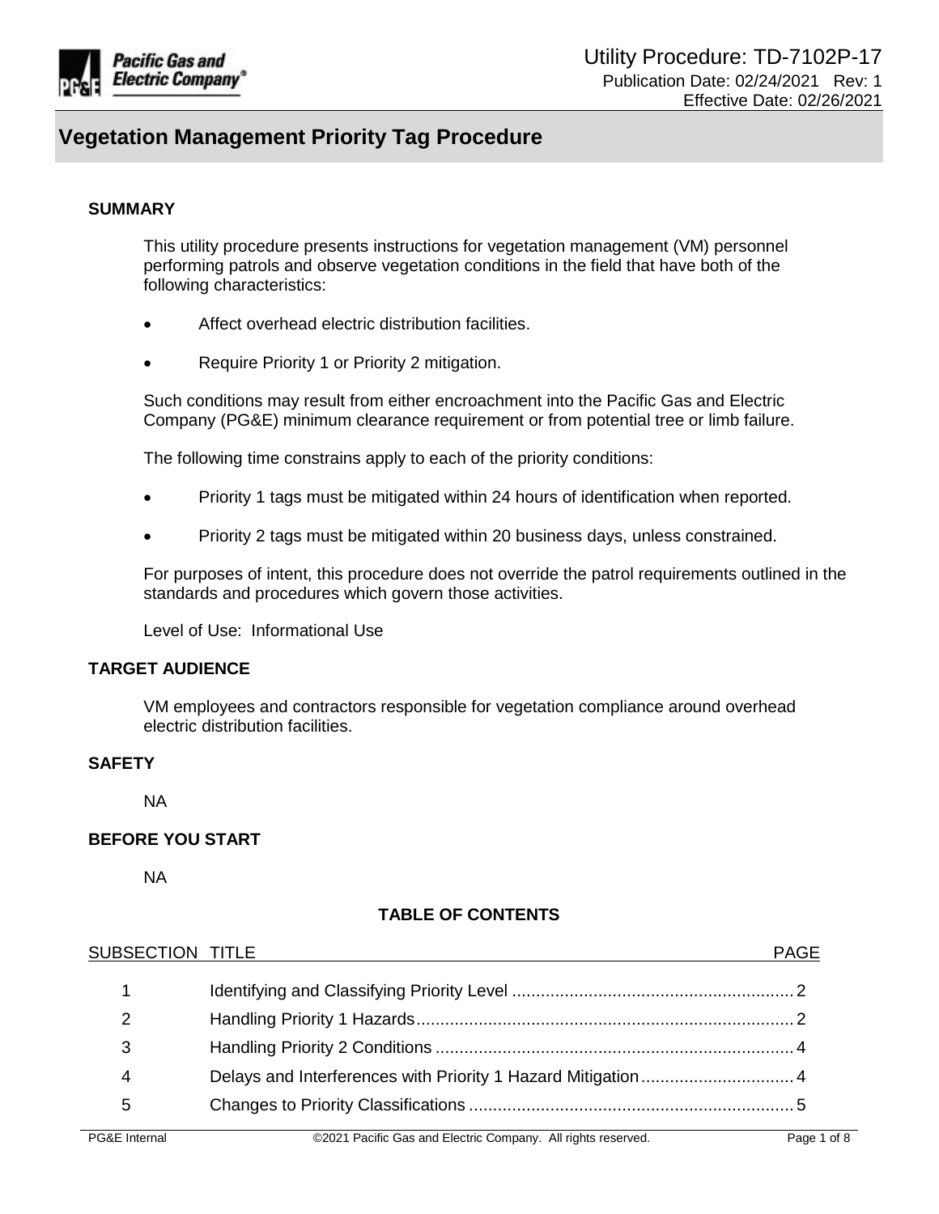# Utility Procedure: TD-7102P-17

Publication Date: 02/24/2021 Rev: 1
Effective Date: 02/26/2021

## Vegetation Management Priority Tag Procedure

### SUMMARY

This utility procedure presents instructions for vegetation management (VM) personnel performing patrols and observe vegetation conditions in the field that have both of the following characteristics:

- Affect overhead electric distribution facilities.
- Require Priority 1 or Priority 2 mitigation.

Such conditions may result from either encroachment into the Pacific Gas and Electric Company (PG&E) minimum clearance requirement or from potential tree or limb failure.

The following time constrains apply to each of the priority conditions:

- Priority 1 tags must be mitigated within 24 hours of identification when reported.
- Priority 2 tags must be mitigated within 20 business days, unless constrained.

For purposes of intent, this procedure does not override the patrol requirements outlined in the standards and procedures which govern those activities.

Level of Use: Informational Use

### TARGET AUDIENCE

VM employees and contractors responsible for vegetation compliance around overhead electric distribution facilities.

### SAFETY

NA

### BEFORE YOU START

NA

### TABLE OF CONTENTS

| SUBSECTION | TITLE | PAGE |
|---|---|---|
| 1 | Identifying and Classifying Priority Level | 2 |
| 2 | Handling Priority 1 Hazards | 2 |
| 3 | Handling Priority 2 Conditions | 4 |
| 4 | Delays and Interferences with Priority 1 Hazard Mitigation | 4 |
| 5 | Changes to Priority Classifications | 5 |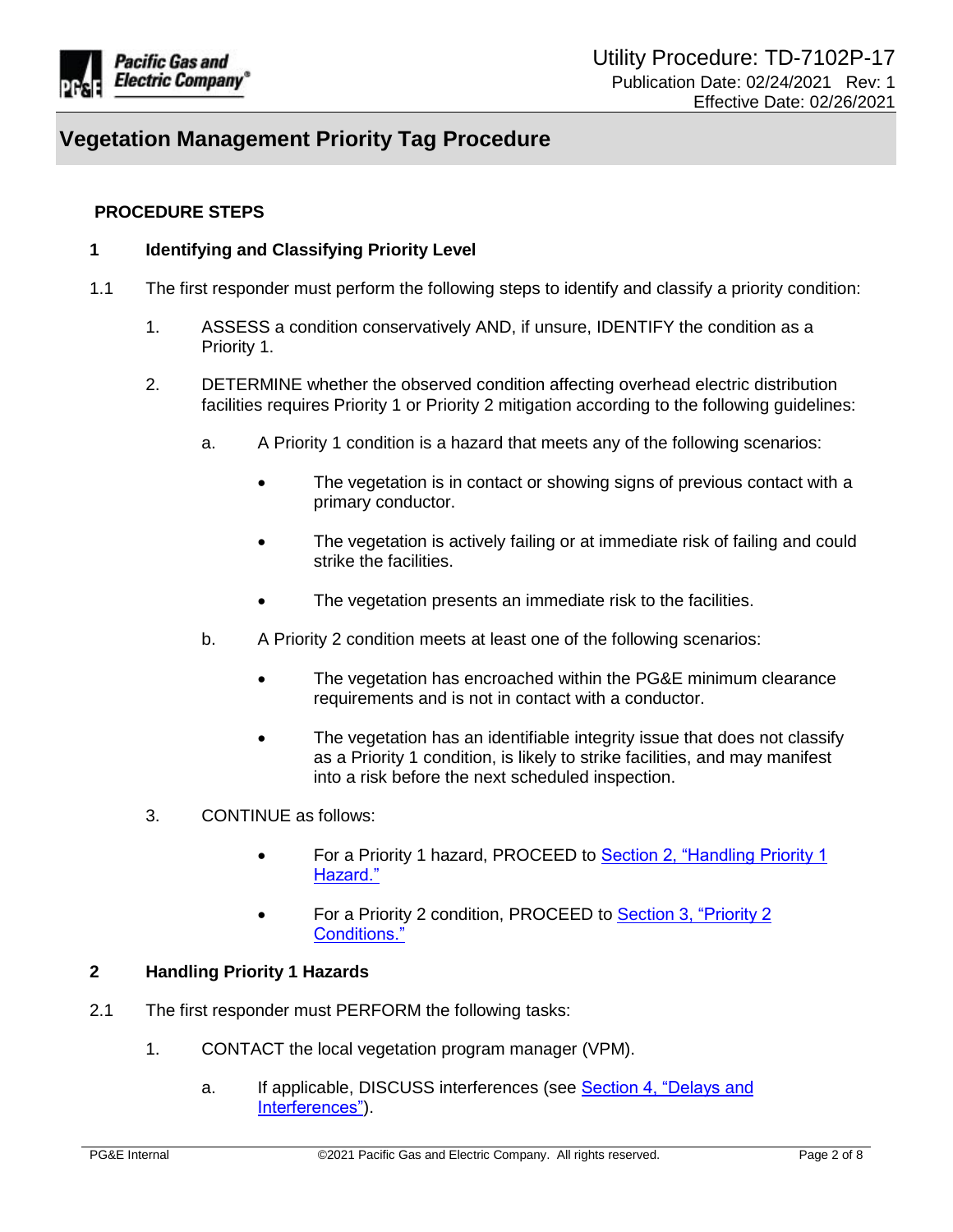## PROCEDURE STEPS

### 1 Identifying and Classifying Priority Level

1.1 The first responder must perform the following steps to identify and classify a priority condition:

1. ASSESS a condition conservatively AND, if unsure, IDENTIFY the condition as a Priority 1.

2. DETERMINE whether the observed condition affecting overhead electric distribution facilities requires Priority 1 or Priority 2 mitigation according to the following guidelines:

   a. A Priority 1 condition is a hazard that meets any of the following scenarios:

      - The vegetation is in contact or showing signs of previous contact with a primary conductor.
      - The vegetation is actively failing or at immediate risk of failing and could strike the facilities.
      - The vegetation presents an immediate risk to the facilities.

   b. A Priority 2 condition meets at least one of the following scenarios:

      - The vegetation has encroached within the PG&E minimum clearance requirements and is not in contact with a conductor.
      - The vegetation has an identifiable integrity issue that does not classify as a Priority 1 condition, is likely to strike facilities, and may manifest into a risk before the next scheduled inspection.

3. CONTINUE as follows:

   - For a Priority 1 hazard, PROCEED to Section 2, "Handling Priority 1 Hazard."
   - For a Priority 2 condition, PROCEED to Section 3, "Priority 2 Conditions."

### 2 Handling Priority 1 Hazards

2.1 The first responder must PERFORM the following tasks:

1. CONTACT the local vegetation program manager (VPM).

   a. If applicable, DISCUSS interferences (see Section 4, "Delays and Interferences").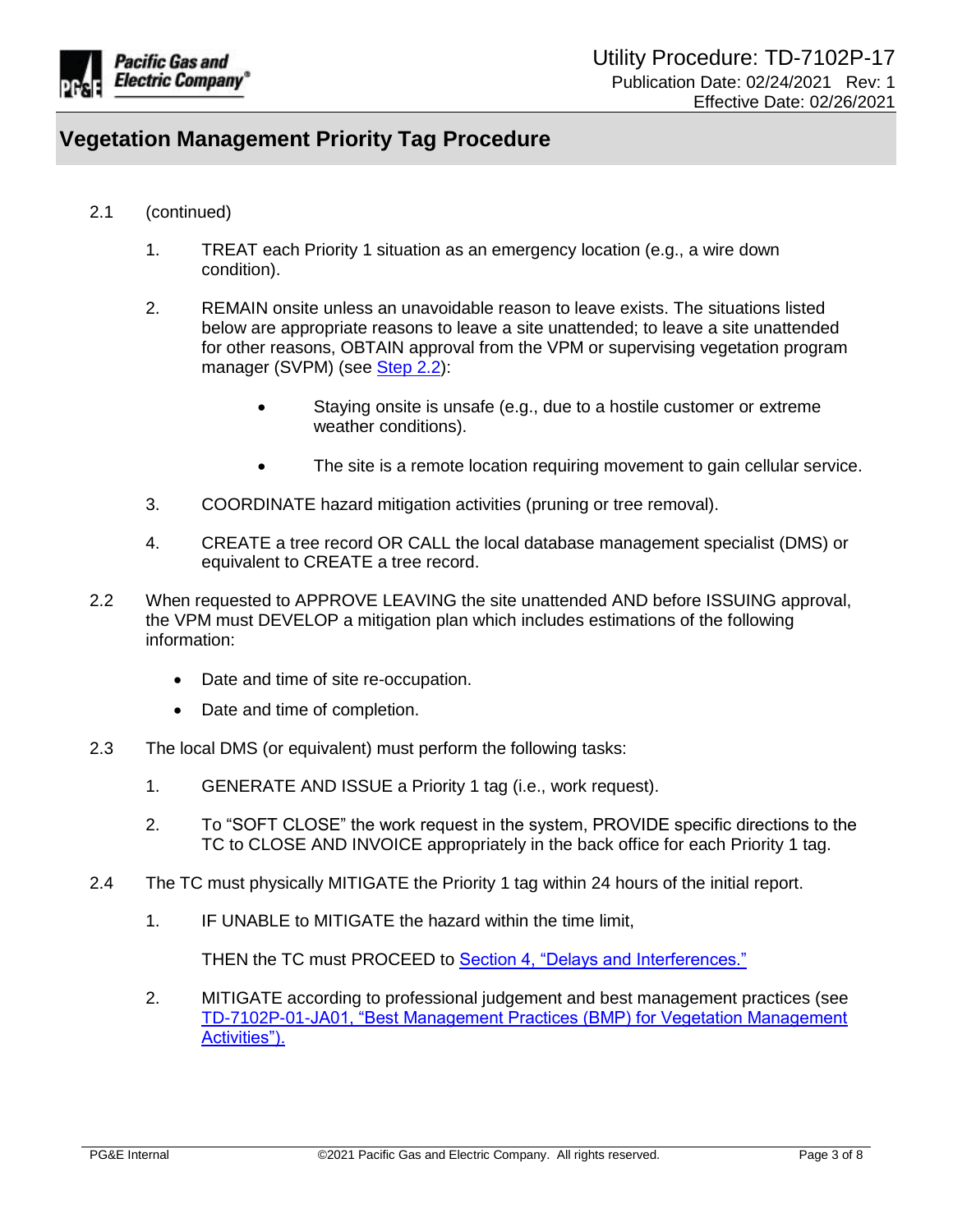2.1 (continued)

1. TREAT each Priority 1 situation as an emergency location (e.g., a wire down condition).

2. REMAIN onsite unless an unavoidable reason to leave exists. The situations listed below are appropriate reasons to leave a site unattended; to leave a site unattended for other reasons, OBTAIN approval from the VPM or supervising vegetation program manager (SVPM) (see Step 2.2):

   - Staying onsite is unsafe (e.g., due to a hostile customer or extreme weather conditions).
   - The site is a remote location requiring movement to gain cellular service.

3. COORDINATE hazard mitigation activities (pruning or tree removal).

4. CREATE a tree record OR CALL the local database management specialist (DMS) or equivalent to CREATE a tree record.

2.2 When requested to APPROVE LEAVING the site unattended AND before ISSUING approval, the VPM must DEVELOP a mitigation plan which includes estimations of the following information:

- Date and time of site re-occupation.
- Date and time of completion.

2.3 The local DMS (or equivalent) must perform the following tasks:

1. GENERATE AND ISSUE a Priority 1 tag (i.e., work request).

2. To "SOFT CLOSE" the work request in the system, PROVIDE specific directions to the TC to CLOSE AND INVOICE appropriately in the back office for each Priority 1 tag.

2.4 The TC must physically MITIGATE the Priority 1 tag within 24 hours of the initial report.

1. IF UNABLE to MITIGATE the hazard within the time limit,

   THEN the TC must PROCEED to Section 4, "Delays and Interferences."

2. MITIGATE according to professional judgement and best management practices (see TD-7102P-01-JA01, "Best Management Practices (BMP) for Vegetation Management Activities").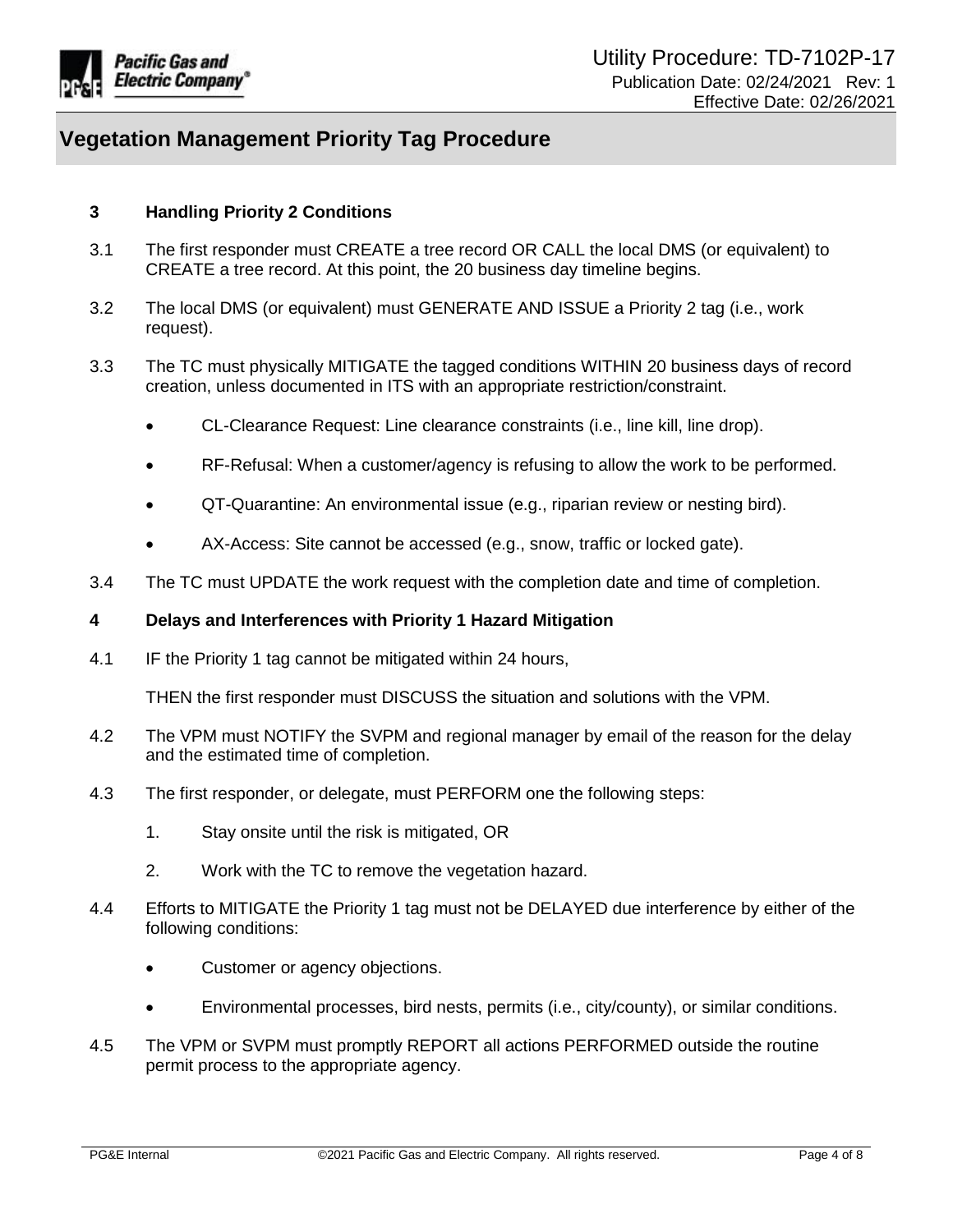## 3 Handling Priority 2 Conditions

3.1 The first responder must CREATE a tree record OR CALL the local DMS (or equivalent) to CREATE a tree record. At this point, the 20 business day timeline begins.

3.2 The local DMS (or equivalent) must GENERATE AND ISSUE a Priority 2 tag (i.e., work request).

3.3 The TC must physically MITIGATE the tagged conditions WITHIN 20 business days of record creation, unless documented in ITS with an appropriate restriction/constraint.

- CL-Clearance Request: Line clearance constraints (i.e., line kill, line drop).
- RF-Refusal: When a customer/agency is refusing to allow the work to be performed.
- QT-Quarantine: An environmental issue (e.g., riparian review or nesting bird).
- AX-Access: Site cannot be accessed (e.g., snow, traffic or locked gate).

3.4 The TC must UPDATE the work request with the completion date and time of completion.

## 4 Delays and Interferences with Priority 1 Hazard Mitigation

4.1 IF the Priority 1 tag cannot be mitigated within 24 hours,

THEN the first responder must DISCUSS the situation and solutions with the VPM.

4.2 The VPM must NOTIFY the SVPM and regional manager by email of the reason for the delay and the estimated time of completion.

4.3 The first responder, or delegate, must PERFORM one the following steps:

1. Stay onsite until the risk is mitigated, OR
2. Work with the TC to remove the vegetation hazard.

4.4 Efforts to MITIGATE the Priority 1 tag must not be DELAYED due interference by either of the following conditions:

- Customer or agency objections.
- Environmental processes, bird nests, permits (i.e., city/county), or similar conditions.

4.5 The VPM or SVPM must promptly REPORT all actions PERFORMED outside the routine permit process to the appropriate agency.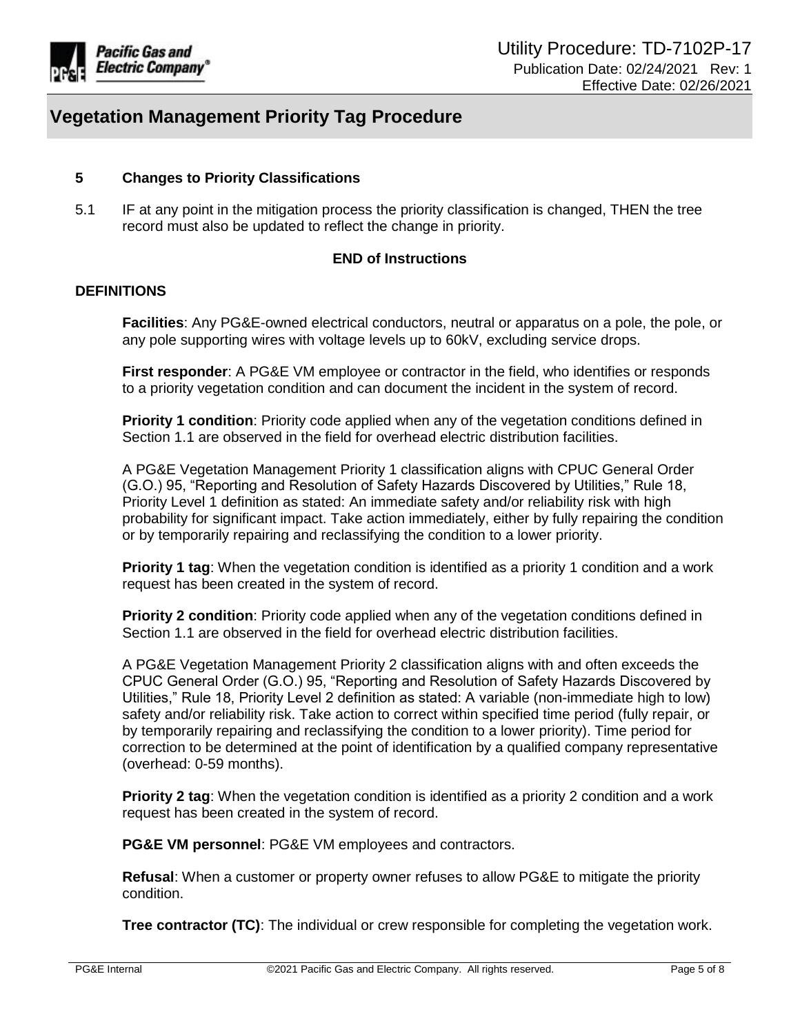## 5 Changes to Priority Classifications

5.1 IF at any point in the mitigation process the priority classification is changed, THEN the tree record must also be updated to reflect the change in priority.

**END of Instructions**

## DEFINITIONS

**Facilities**: Any PG&E-owned electrical conductors, neutral or apparatus on a pole, the pole, or any pole supporting wires with voltage levels up to 60kV, excluding service drops.

**First responder**: A PG&E VM employee or contractor in the field, who identifies or responds to a priority vegetation condition and can document the incident in the system of record.

**Priority 1 condition**: Priority code applied when any of the vegetation conditions defined in Section 1.1 are observed in the field for overhead electric distribution facilities.

A PG&E Vegetation Management Priority 1 classification aligns with CPUC General Order (G.O.) 95, "Reporting and Resolution of Safety Hazards Discovered by Utilities," Rule 18, Priority Level 1 definition as stated: An immediate safety and/or reliability risk with high probability for significant impact. Take action immediately, either by fully repairing the condition or by temporarily repairing and reclassifying the condition to a lower priority.

**Priority 1 tag**: When the vegetation condition is identified as a priority 1 condition and a work request has been created in the system of record.

**Priority 2 condition**: Priority code applied when any of the vegetation conditions defined in Section 1.1 are observed in the field for overhead electric distribution facilities.

A PG&E Vegetation Management Priority 2 classification aligns with and often exceeds the CPUC General Order (G.O.) 95, "Reporting and Resolution of Safety Hazards Discovered by Utilities," Rule 18, Priority Level 2 definition as stated: A variable (non-immediate high to low) safety and/or reliability risk. Take action to correct within specified time period (fully repair, or by temporarily repairing and reclassifying the condition to a lower priority). Time period for correction to be determined at the point of identification by a qualified company representative (overhead: 0-59 months).

**Priority 2 tag**: When the vegetation condition is identified as a priority 2 condition and a work request has been created in the system of record.

**PG&E VM personnel**: PG&E VM employees and contractors.

**Refusal**: When a customer or property owner refuses to allow PG&E to mitigate the priority condition.

**Tree contractor (TC)**: The individual or crew responsible for completing the vegetation work.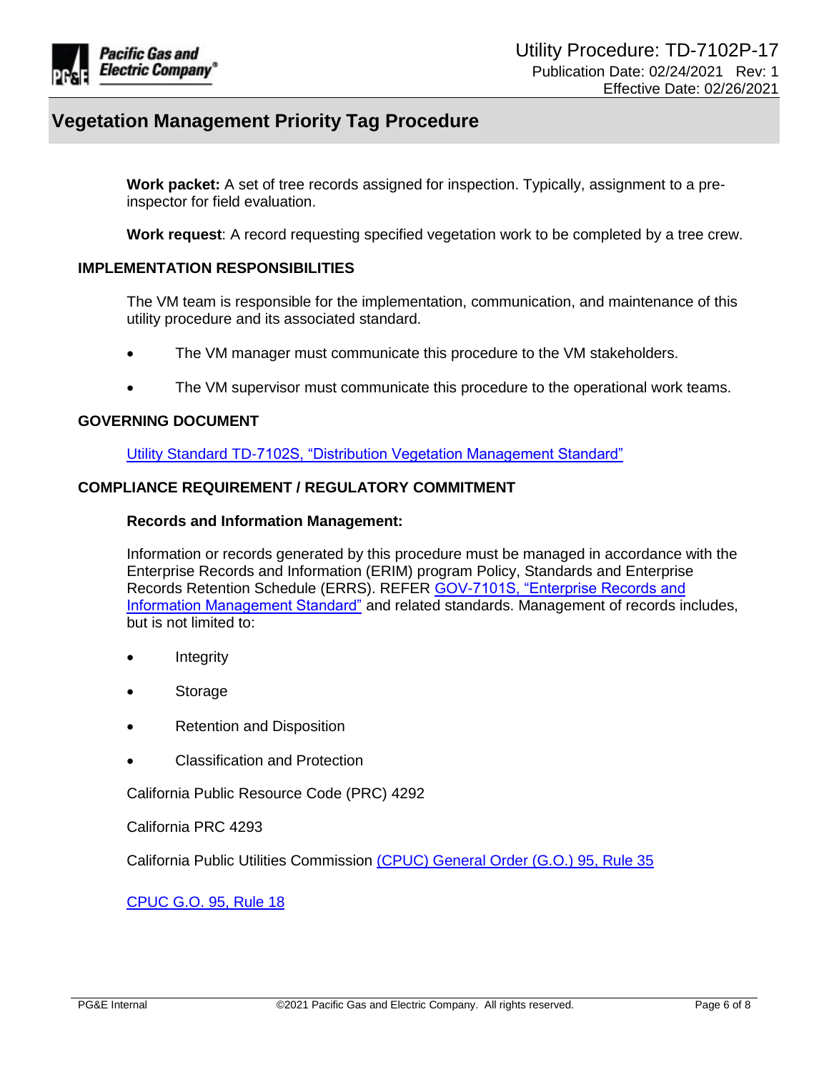**Work packet:** A set of tree records assigned for inspection. Typically, assignment to a pre-inspector for field evaluation.

**Work request**: A record requesting specified vegetation work to be completed by a tree crew.

## IMPLEMENTATION RESPONSIBILITIES

The VM team is responsible for the implementation, communication, and maintenance of this utility procedure and its associated standard.

- The VM manager must communicate this procedure to the VM stakeholders.
- The VM supervisor must communicate this procedure to the operational work teams.

## GOVERNING DOCUMENT

Utility Standard TD-7102S, "Distribution Vegetation Management Standard"

## COMPLIANCE REQUIREMENT / REGULATORY COMMITMENT

**Records and Information Management:**

Information or records generated by this procedure must be managed in accordance with the Enterprise Records and Information (ERIM) program Policy, Standards and Enterprise Records Retention Schedule (ERRS). REFER GOV-7101S, "Enterprise Records and Information Management Standard" and related standards. Management of records includes, but is not limited to:

- Integrity
- Storage
- Retention and Disposition
- Classification and Protection

California Public Resource Code (PRC) 4292

California PRC 4293

California Public Utilities Commission (CPUC) General Order (G.O.) 95, Rule 35

CPUC G.O. 95, Rule 18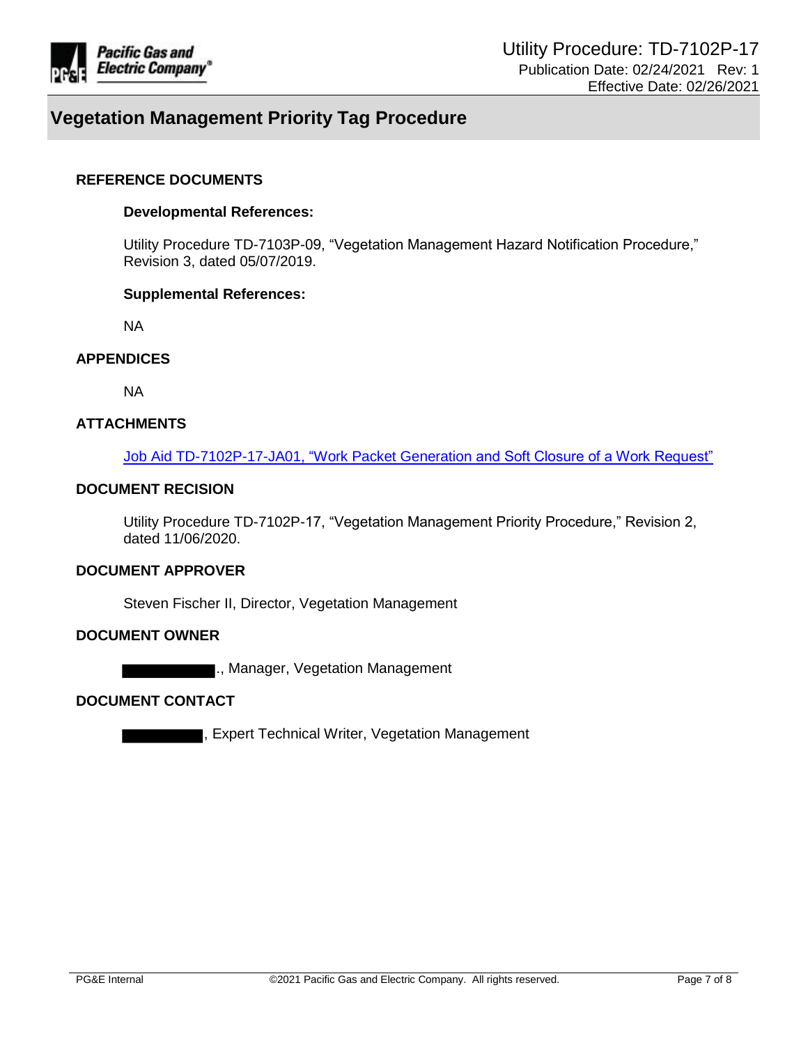## REFERENCE DOCUMENTS

### Developmental References:

Utility Procedure TD-7103P-09, "Vegetation Management Hazard Notification Procedure," Revision 3, dated 05/07/2019.

### Supplemental References:

NA

## APPENDICES

NA

## ATTACHMENTS

Job Aid TD-7102P-17-JA01, "Work Packet Generation and Soft Closure of a Work Request"

## DOCUMENT RECISION

Utility Procedure TD-7102P-17, "Vegetation Management Priority Procedure," Revision 2, dated 11/06/2020.

## DOCUMENT APPROVER

Steven Fischer II, Director, Vegetation Management

## DOCUMENT OWNER

[REDACTED]., Manager, Vegetation Management

## DOCUMENT CONTACT

[REDACTED], Expert Technical Writer, Vegetation Management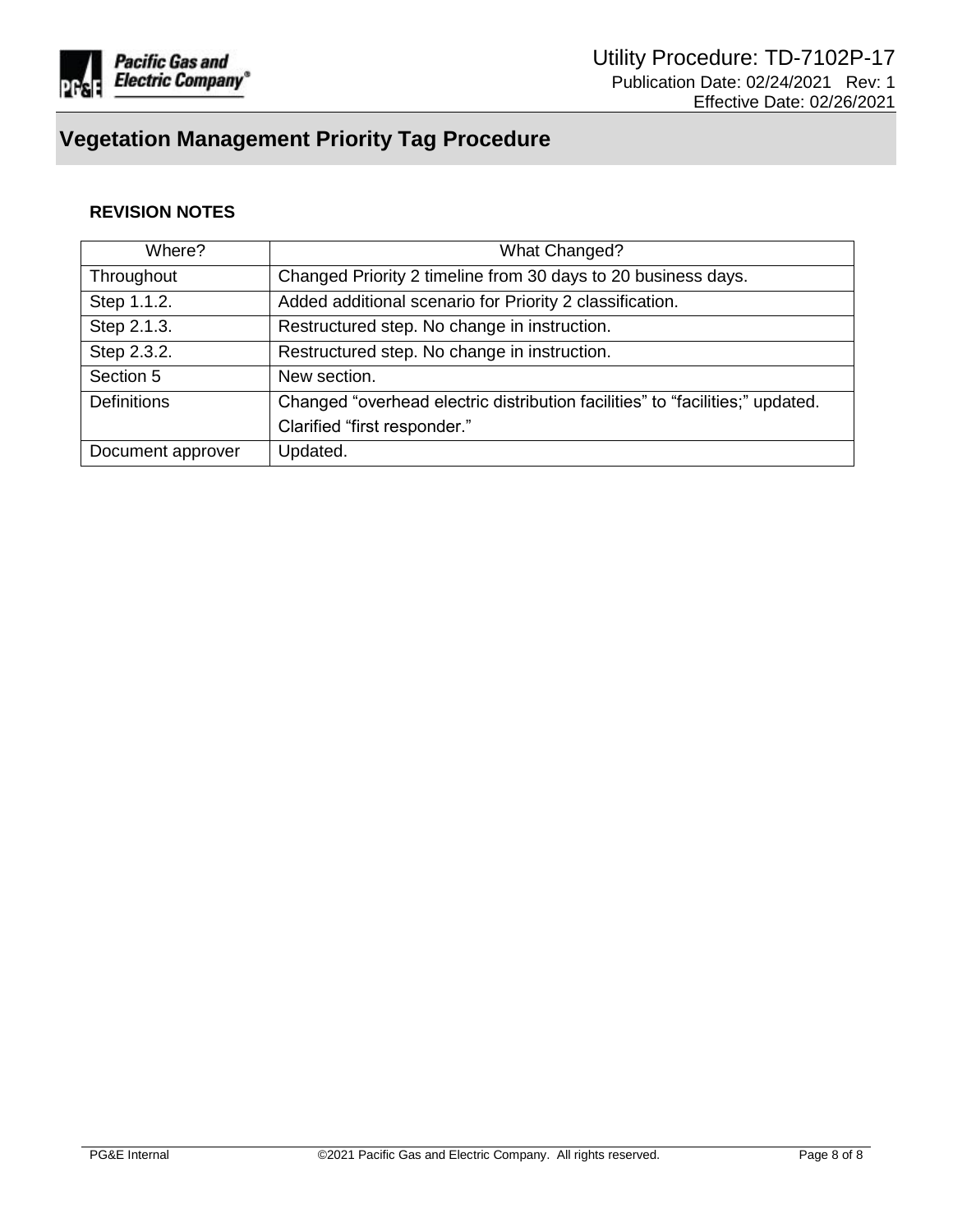**REVISION NOTES**

| Where? | What Changed? |
|---|---|
| Throughout | Changed Priority 2 timeline from 30 days to 20 business days. |
| Step 1.1.2. | Added additional scenario for Priority 2 classification. |
| Step 2.1.3. | Restructured step. No change in instruction. |
| Step 2.3.2. | Restructured step. No change in instruction. |
| Section 5 | New section. |
| Definitions | Changed "overhead electric distribution facilities" to "facilities;" updated. Clarified "first responder." |
| Document approver | Updated. |